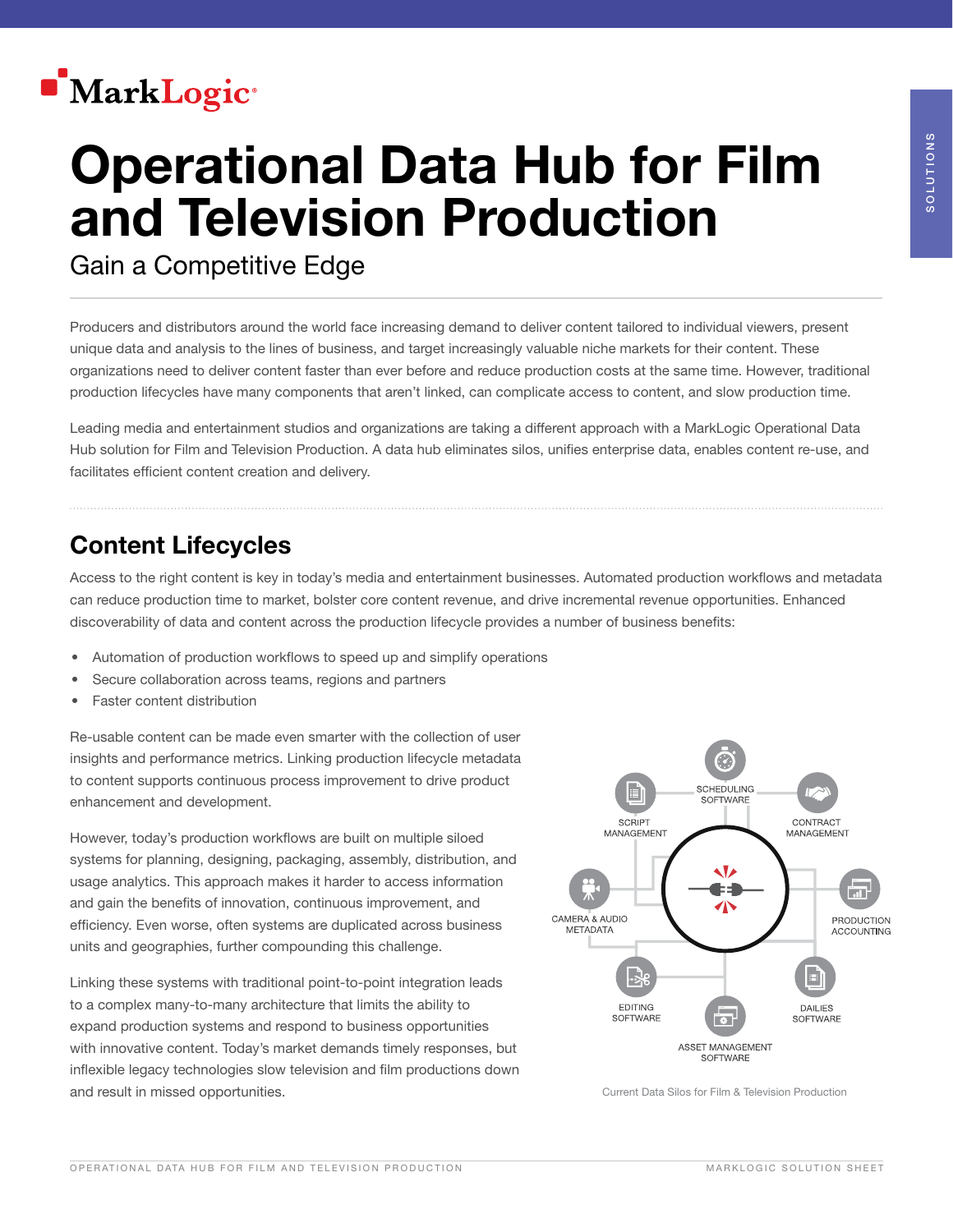# Operational Data Hub for Film and Television Production

## Gain a Competitive Edge

Producers and distributors around the world face increasing demand to deliver content tailored to individual viewers, present unique data and analysis to the lines of business, and target increasingly valuable niche markets for their content. These organizations need to deliver content faster than ever before and reduce production costs at the same time. However, traditional production lifecycles have many components that aren't linked, can complicate access to content, and slow production time.

Leading media and entertainment studios and organizations are taking a different approach with a MarkLogic Operational Data Hub solution for Film and Television Production. A data hub eliminates silos, unifies enterprise data, enables content re-use, and facilitates efficient content creation and delivery.

## Content Lifecycles

Access to the right content is key in today's media and entertainment businesses. Automated production workflows and metadata can reduce production time to market, bolster core content revenue, and drive incremental revenue opportunities. Enhanced discoverability of data and content across the production lifecycle provides a number of business benefits:

- Automation of production workflows to speed up and simplify operations
- Secure collaboration across teams, regions and partners
- Faster content distribution

Re-usable content can be made even smarter with the collection of user insights and performance metrics. Linking production lifecycle metadata to content supports continuous process improvement to drive product enhancement and development.

However, today's production workflows are built on multiple siloed systems for planning, designing, packaging, assembly, distribution, and usage analytics. This approach makes it harder to access information and gain the benefits of innovation, continuous improvement, and efficiency. Even worse, often systems are duplicated across business units and geographies, further compounding this challenge.

Linking these systems with traditional point-to-point integration leads to a complex many-to-many architecture that limits the ability to expand production systems and respond to business opportunities with innovative content. Today's market demands timely responses, but inflexible legacy technologies slow television and film productions down and result in missed opportunities.

SCHEDULING SOFTWARE
SCRIPT MANAGEMENT
CONTRACT MANAGEMENT
CAMERA & AUDIO METADATA
PRODUCTION ACCOUNTING
EDITING SOFTWARE
DAILIES SOFTWARE
ASSET MANAGEMENT SOFTWARE

Current Data Silos for Film & Television Production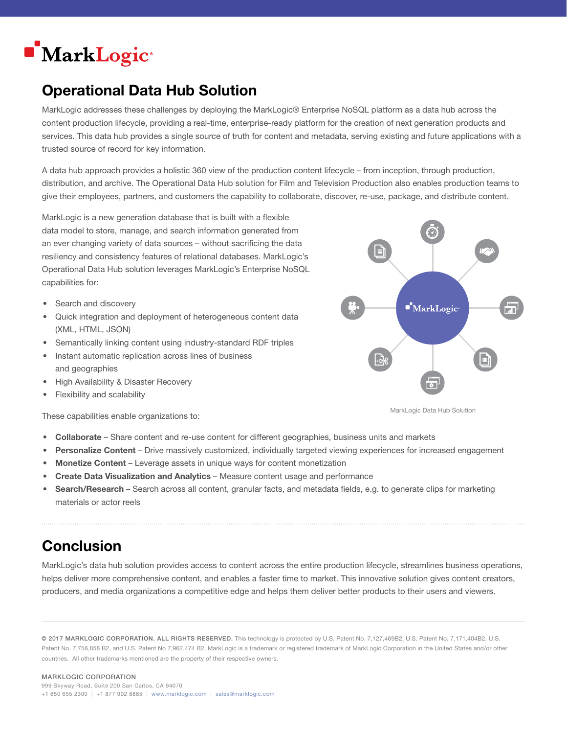# Operational Data Hub Solution

MarkLogic addresses these challenges by deploying the MarkLogic® Enterprise NoSQL platform as a data hub across the content production lifecycle, providing a real-time, enterprise-ready platform for the creation of next generation products and services. This data hub provides a single source of truth for content and metadata, serving existing and future applications with a trusted source of record for key information.

A data hub approach provides a holistic 360 view of the production content lifecycle – from inception, through production, distribution, and archive. The Operational Data Hub solution for Film and Television Production also enables production teams to give their employees, partners, and customers the capability to collaborate, discover, re-use, package, and distribute content.

MarkLogic is a new generation database that is built with a flexible data model to store, manage, and search information generated from an ever changing variety of data sources – without sacrificing the data resiliency and consistency features of relational databases. MarkLogic's Operational Data Hub solution leverages MarkLogic's Enterprise NoSQL capabilities for:

- Search and discovery
- Quick integration and deployment of heterogeneous content data (XML, HTML, JSON)
- Semantically linking content using industry-standard RDF triples
- Instant automatic replication across lines of business and geographies
- High Availability & Disaster Recovery
- Flexibility and scalability

MarkLogic

MarkLogic Data Hub Solution

These capabilities enable organizations to:

- **Collaborate** – Share content and re-use content for different geographies, business units and markets
- **Personalize Content** – Drive massively customized, individually targeted viewing experiences for increased engagement
- **Monetize Content** – Leverage assets in unique ways for content monetization
- **Create Data Visualization and Analytics** – Measure content usage and performance
- **Search/Research** – Search across all content, granular facts, and metadata fields, e.g. to generate clips for marketing materials or actor reels

# Conclusion

MarkLogic's data hub solution provides access to content across the entire production lifecycle, streamlines business operations, helps deliver more comprehensive content, and enables a faster time to market. This innovative solution gives content creators, producers, and media organizations a competitive edge and helps them deliver better products to their users and viewers.

© 2017 MARKLOGIC CORPORATION. ALL RIGHTS RESERVED. This technology is protected by U.S. Patent No. 7,127,469B2, U.S. Patent No. 7,171,404B2, U.S. Patent No. 7,756,858 B2, and U.S. Patent No 7,962,474 B2. MarkLogic is a trademark or registered trademark of MarkLogic Corporation in the United States and/or other countries. All other trademarks mentioned are the property of their respective owners.

MARKLOGIC CORPORATION
999 Skyway Road, Suite 200 San Carlos, CA 94070
+1 650 655 2300 | +1 877 992 8885 | www.marklogic.com | sales@marklogic.com